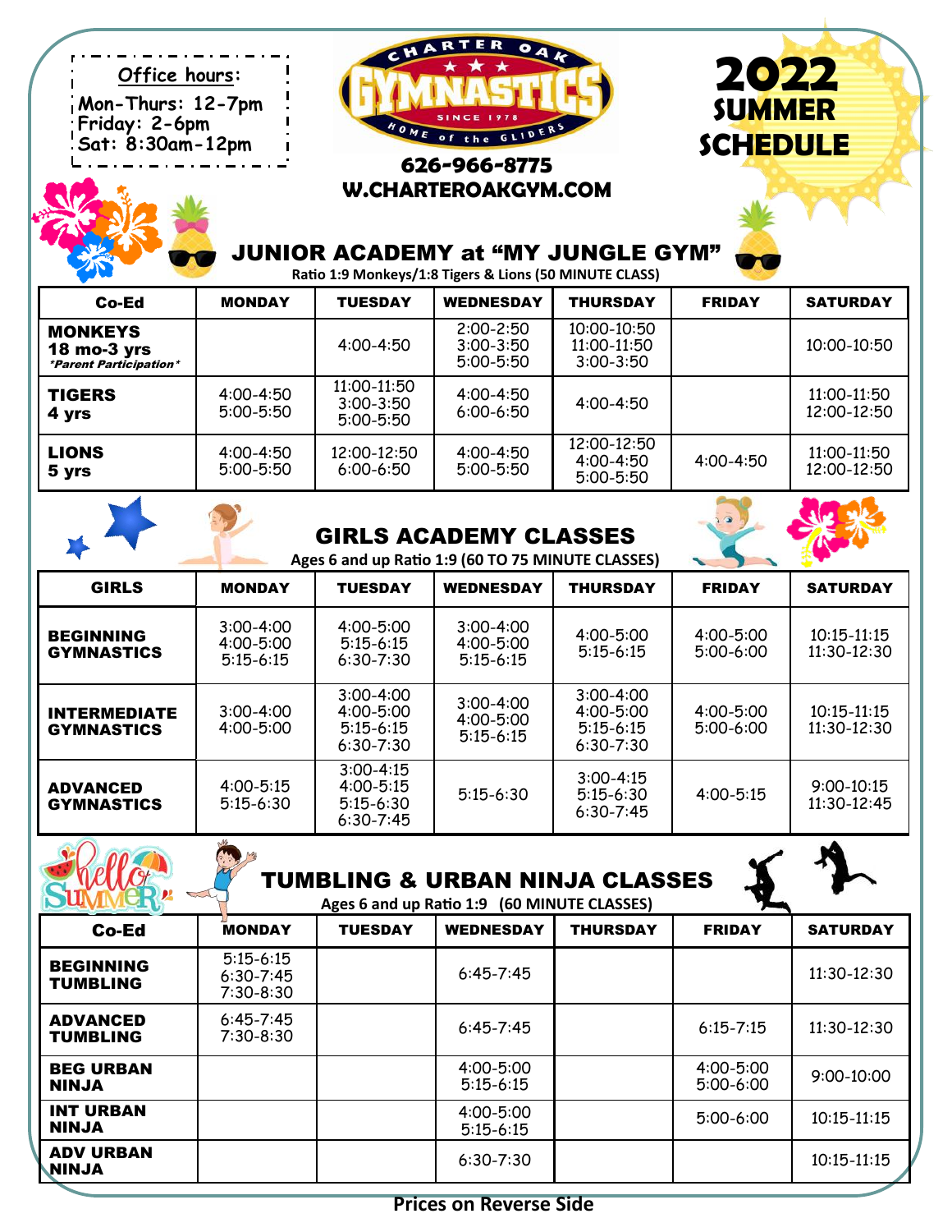**Office hours:**
Mon-Thurs: 12-7pm
Friday: 2-6pm
Sat: 8:30am-12pm

# CHARTER OAK GYMNASTICS

SINCE 1978

HOME of the GLIDERS

626-966-8775
W.CHARTEROAKGYM.COM

# 2022 SUMMER SCHEDULE

## JUNIOR ACADEMY at "MY JUNGLE GYM"

Ratio 1:9 Monkeys/1:8 Tigers & Lions (50 MINUTE CLASS)

| Co-Ed | MONDAY | TUESDAY | WEDNESDAY | THURSDAY | FRIDAY | SATURDAY |
|---|---|---|---|---|---|---|
| **MONKEYS 18 mo-3 yrs** *\*Parent Participation\** | | 4:00-4:50 | 2:00-2:50<br>3:00-3:50<br>5:00-5:50 | 10:00-10:50<br>11:00-11:50<br>3:00-3:50 | | 10:00-10:50 |
| **TIGERS 4 yrs** | 4:00-4:50<br>5:00-5:50 | 11:00-11:50<br>3:00-3:50<br>5:00-5:50 | 4:00-4:50<br>6:00-6:50 | 4:00-4:50 | | 11:00-11:50<br>12:00-12:50 |
| **LIONS 5 yrs** | 4:00-4:50<br>5:00-5:50 | 12:00-12:50<br>6:00-6:50 | 4:00-4:50<br>5:00-5:50 | 12:00-12:50<br>4:00-4:50<br>5:00-5:50 | 4:00-4:50 | 11:00-11:50<br>12:00-12:50 |

## GIRLS ACADEMY CLASSES

Ages 6 and up Ratio 1:9 (60 TO 75 MINUTE CLASSES)

| GIRLS | MONDAY | TUESDAY | WEDNESDAY | THURSDAY | FRIDAY | SATURDAY |
|---|---|---|---|---|---|---|
| **BEGINNING GYMNASTICS** | 3:00-4:00<br>4:00-5:00<br>5:15-6:15 | 4:00-5:00<br>5:15-6:15<br>6:30-7:30 | 3:00-4:00<br>4:00-5:00<br>5:15-6:15 | 4:00-5:00<br>5:15-6:15 | 4:00-5:00<br>5:00-6:00 | 10:15-11:15<br>11:30-12:30 |
| **INTERMEDIATE GYMNASTICS** | 3:00-4:00<br>4:00-5:00 | 3:00-4:00<br>4:00-5:00<br>5:15-6:15<br>6:30-7:30 | 3:00-4:00<br>4:00-5:00<br>5:15-6:15 | 3:00-4:00<br>4:00-5:00<br>5:15-6:15<br>6:30-7:30 | 4:00-5:00<br>5:00-6:00 | 10:15-11:15<br>11:30-12:30 |
| **ADVANCED GYMNASTICS** | 4:00-5:15<br>5:15-6:30 | 3:00-4:15<br>4:00-5:15<br>5:15-6:30<br>6:30-7:45 | 5:15-6:30 | 3:00-4:15<br>5:15-6:30<br>6:30-7:45 | 4:00-5:15 | 9:00-10:15<br>11:30-12:45 |

## TUMBLING & URBAN NINJA CLASSES

Ages 6 and up Ratio 1:9 (60 MINUTE CLASSES)

| Co-Ed | MONDAY | TUESDAY | WEDNESDAY | THURSDAY | FRIDAY | SATURDAY |
|---|---|---|---|---|---|---|
| **BEGINNING TUMBLING** | 5:15-6:15<br>6:30-7:45<br>7:30-8:30 | | 6:45-7:45 | | | 11:30-12:30 |
| **ADVANCED TUMBLING** | 6:45-7:45<br>7:30-8:30 | | 6:45-7:45 | | 6:15-7:15 | 11:30-12:30 |
| **BEG URBAN NINJA** | | | 4:00-5:00<br>5:15-6:15 | | 4:00-5:00<br>5:00-6:00 | 9:00-10:00 |
| **INT URBAN NINJA** | | | 4:00-5:00<br>5:15-6:15 | | 5:00-6:00 | 10:15-11:15 |
| **ADV URBAN NINJA** | | | 6:30-7:30 | | | 10:15-11:15 |

**Prices on Reverse Side**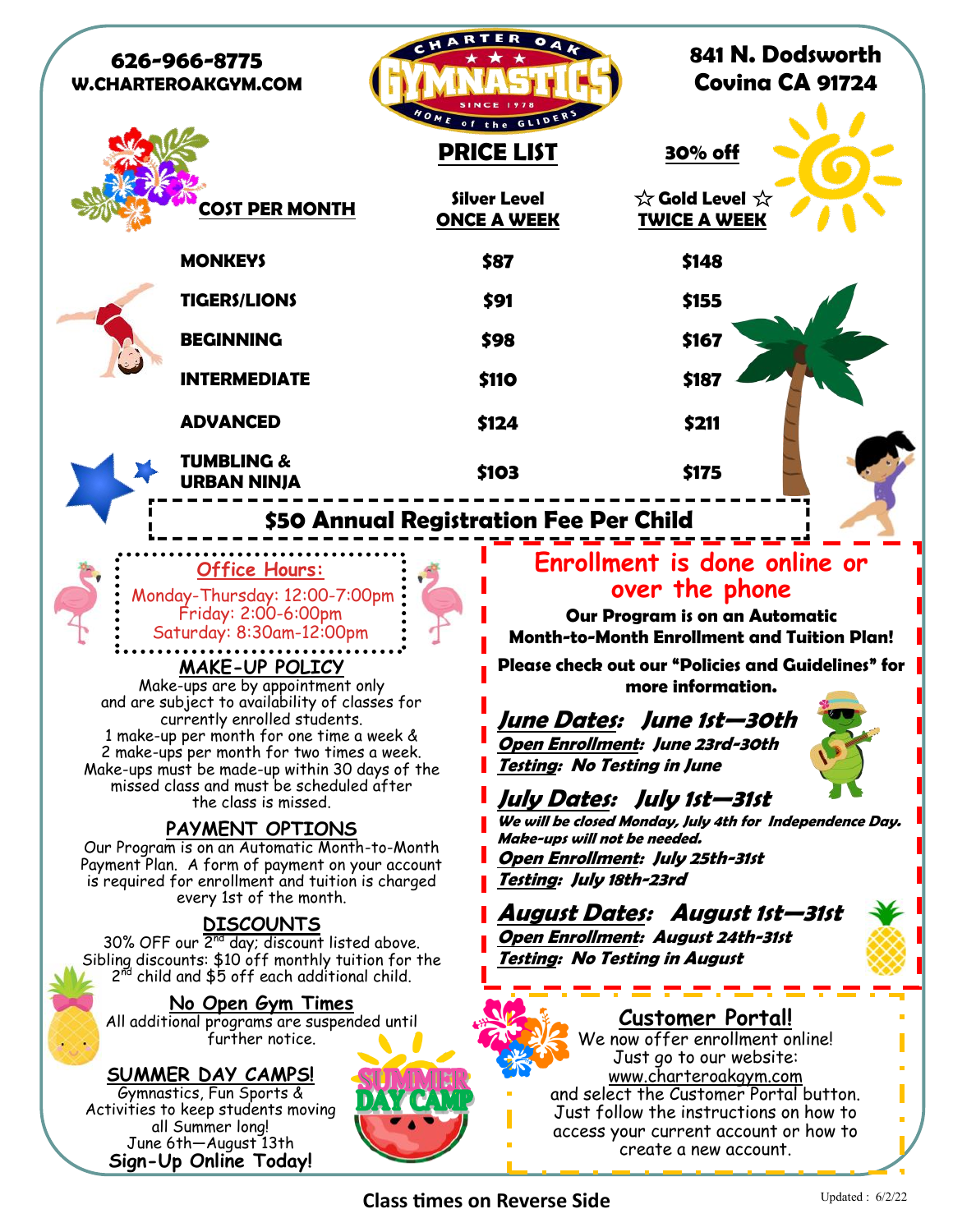626-966-8775
W.CHARTEROAKGYM.COM

CHARTER OAK GYMNASTICS
SINCE 1978
HOME of the GLIDERS

841 N. Dodsworth
Covina CA 91724

# PRICE LIST

| COST PER MONTH | Silver Level ONCE A WEEK | 30% off ☆ Gold Level ☆ TWICE A WEEK |
|---|---|---|
| MONKEYS | $87 | $148 |
| TIGERS/LIONS | $91 | $155 |
| BEGINNING | $98 | $167 |
| INTERMEDIATE | $110 | $187 |
| ADVANCED | $124 | $211 |
| TUMBLING & URBAN NINJA | $103 | $175 |

**$50 Annual Registration Fee Per Child**

## Office Hours:

Monday-Thursday: 12:00-7:00pm
Friday: 2:00-6:00pm
Saturday: 8:30am-12:00pm

## MAKE-UP POLICY

Make-ups are by appointment only and are subject to availability of classes for currently enrolled students.
1 make-up per month for one time a week &
2 make-ups per month for two times a week.
Make-ups must be made-up within 30 days of the missed class and must be scheduled after the class is missed.

## PAYMENT OPTIONS

Our Program is on an Automatic Month-to-Month Payment Plan. A form of payment on your account is required for enrollment and tuition is charged every 1st of the month.

## DISCOUNTS

30% OFF our 2nd day; discount listed above.
Sibling discounts: $10 off monthly tuition for the 2nd child and $5 off each additional child.

## No Open Gym Times

All additional programs are suspended until further notice.

## SUMMER DAY CAMPS!

Gymnastics, Fun Sports & Activities to keep students moving all Summer long!
June 6th—August 13th
**Sign-Up Online Today!**

## Enrollment is done online or over the phone

**Our Program is on an Automatic Month-to-Month Enrollment and Tuition Plan!**

**Please check out our "Policies and Guidelines" for more information.**

***June Dates: June 1st—30th***
***Open Enrollment: June 23rd-30th***
***Testing: No Testing in June***

***July Dates: July 1st—31st***
***We will be closed Monday, July 4th for Independence Day. Make-ups will not be needed.***
***Open Enrollment: July 25th-31st***
***Testing: July 18th-23rd***

***August Dates: August 1st—31st***
***Open Enrollment: August 24th-31st***
***Testing: No Testing in August***

## Customer Portal!

We now offer enrollment online!
Just go to our website:
www.charteroakgym.com
and select the Customer Portal button.
Just follow the instructions on how to access your current account or how to create a new account.

**Class times on Reverse Side**

Updated : 6/2/22